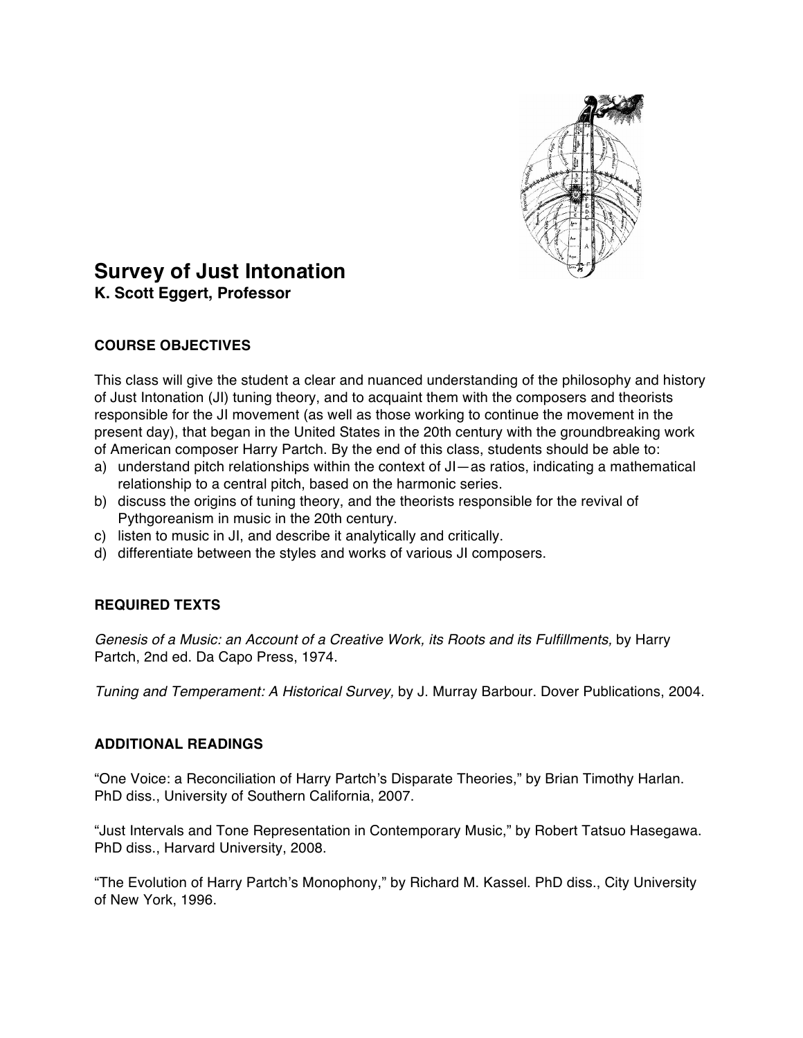# Survey of Just Intonation

**K. Scott Eggert, Professor**

## COURSE OBJECTIVES

This class will give the student a clear and nuanced understanding of the philosophy and history of Just Intonation (JI) tuning theory, and to acquaint them with the composers and theorists responsible for the JI movement (as well as those working to continue the movement in the present day), that began in the United States in the 20th century with the groundbreaking work of American composer Harry Partch. By the end of this class, students should be able to:

a) understand pitch relationships within the context of JI—as ratios, indicating a mathematical relationship to a central pitch, based on the harmonic series.
b) discuss the origins of tuning theory, and the theorists responsible for the revival of Pythgoreanism in music in the 20th century.
c) listen to music in JI, and describe it analytically and critically.
d) differentiate between the styles and works of various JI composers.

## REQUIRED TEXTS

*Genesis of a Music: an Account of a Creative Work, its Roots and its Fulfillments,* by Harry Partch, 2nd ed. Da Capo Press, 1974.

*Tuning and Temperament: A Historical Survey,* by J. Murray Barbour. Dover Publications, 2004.

## ADDITIONAL READINGS

"One Voice: a Reconciliation of Harry Partch's Disparate Theories," by Brian Timothy Harlan. PhD diss., University of Southern California, 2007.

"Just Intervals and Tone Representation in Contemporary Music," by Robert Tatsuo Hasegawa. PhD diss., Harvard University, 2008.

"The Evolution of Harry Partch's Monophony," by Richard M. Kassel. PhD diss., City University of New York, 1996.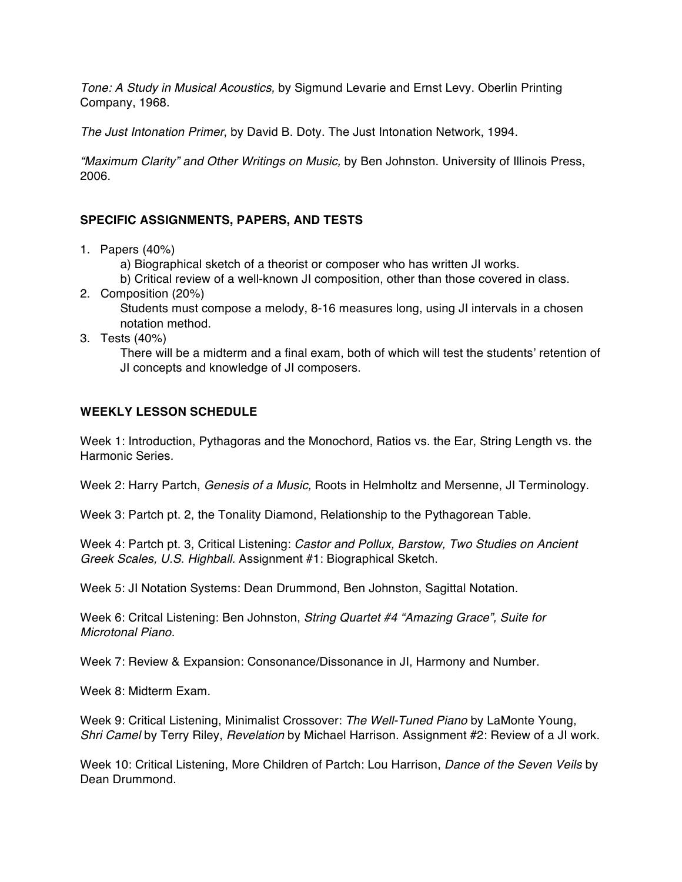*Tone: A Study in Musical Acoustics,* by Sigmund Levarie and Ernst Levy. Oberlin Printing Company, 1968.

*The Just Intonation Primer*, by David B. Doty. The Just Intonation Network, 1994.

*"Maximum Clarity" and Other Writings on Music,* by Ben Johnston. University of Illinois Press, 2006.

## SPECIFIC ASSIGNMENTS, PAPERS, AND TESTS

1. Papers (40%)
   a) Biographical sketch of a theorist or composer who has written JI works.
   b) Critical review of a well-known JI composition, other than those covered in class.
2. Composition (20%)
   Students must compose a melody, 8-16 measures long, using JI intervals in a chosen notation method.
3. Tests (40%)
   There will be a midterm and a final exam, both of which will test the students' retention of JI concepts and knowledge of JI composers.

## WEEKLY LESSON SCHEDULE

Week 1: Introduction, Pythagoras and the Monochord, Ratios vs. the Ear, String Length vs. the Harmonic Series.

Week 2: Harry Partch, *Genesis of a Music,* Roots in Helmholtz and Mersenne, JI Terminology.

Week 3: Partch pt. 2, the Tonality Diamond, Relationship to the Pythagorean Table.

Week 4: Partch pt. 3, Critical Listening: *Castor and Pollux, Barstow, Two Studies on Ancient Greek Scales, U.S. Highball.* Assignment #1: Biographical Sketch.

Week 5: JI Notation Systems: Dean Drummond, Ben Johnston, Sagittal Notation.

Week 6: Critcal Listening: Ben Johnston, *String Quartet #4 "Amazing Grace", Suite for Microtonal Piano.*

Week 7: Review & Expansion: Consonance/Dissonance in JI, Harmony and Number.

Week 8: Midterm Exam.

Week 9: Critical Listening, Minimalist Crossover: *The Well-Tuned Piano* by LaMonte Young, *Shri Camel* by Terry Riley, *Revelation* by Michael Harrison. Assignment #2: Review of a JI work.

Week 10: Critical Listening, More Children of Partch: Lou Harrison, *Dance of the Seven Veils* by Dean Drummond.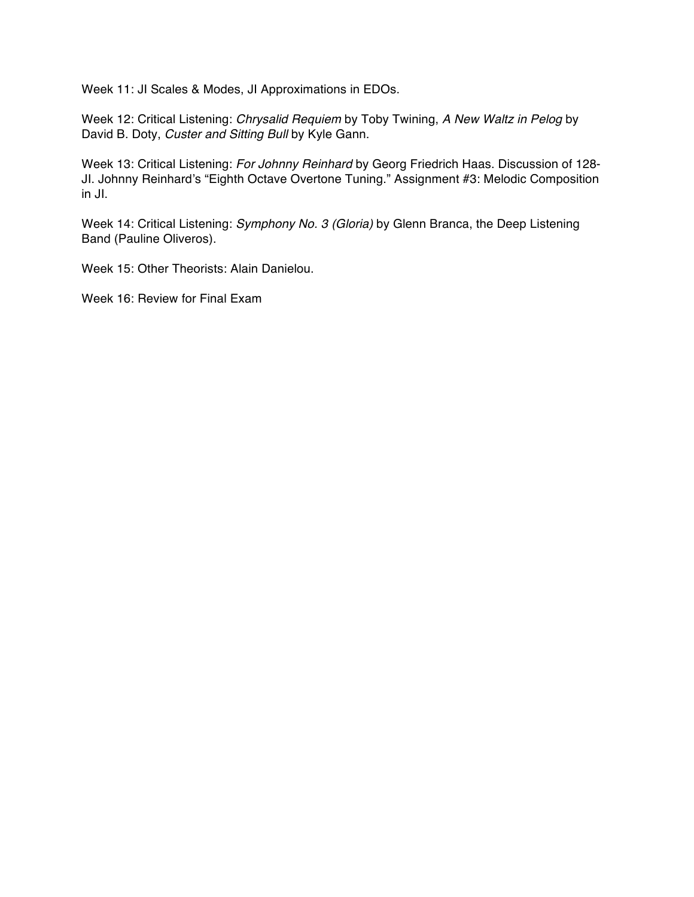Week 11: JI Scales & Modes, JI Approximations in EDOs.

Week 12: Critical Listening: *Chrysalid Requiem* by Toby Twining, *A New Waltz in Pelog* by David B. Doty, *Custer and Sitting Bull* by Kyle Gann.

Week 13: Critical Listening: *For Johnny Reinhard* by Georg Friedrich Haas. Discussion of 128-JI. Johnny Reinhard's "Eighth Octave Overtone Tuning." Assignment #3: Melodic Composition in JI.

Week 14: Critical Listening: *Symphony No. 3 (Gloria)* by Glenn Branca, the Deep Listening Band (Pauline Oliveros).

Week 15: Other Theorists: Alain Danielou.

Week 16: Review for Final Exam